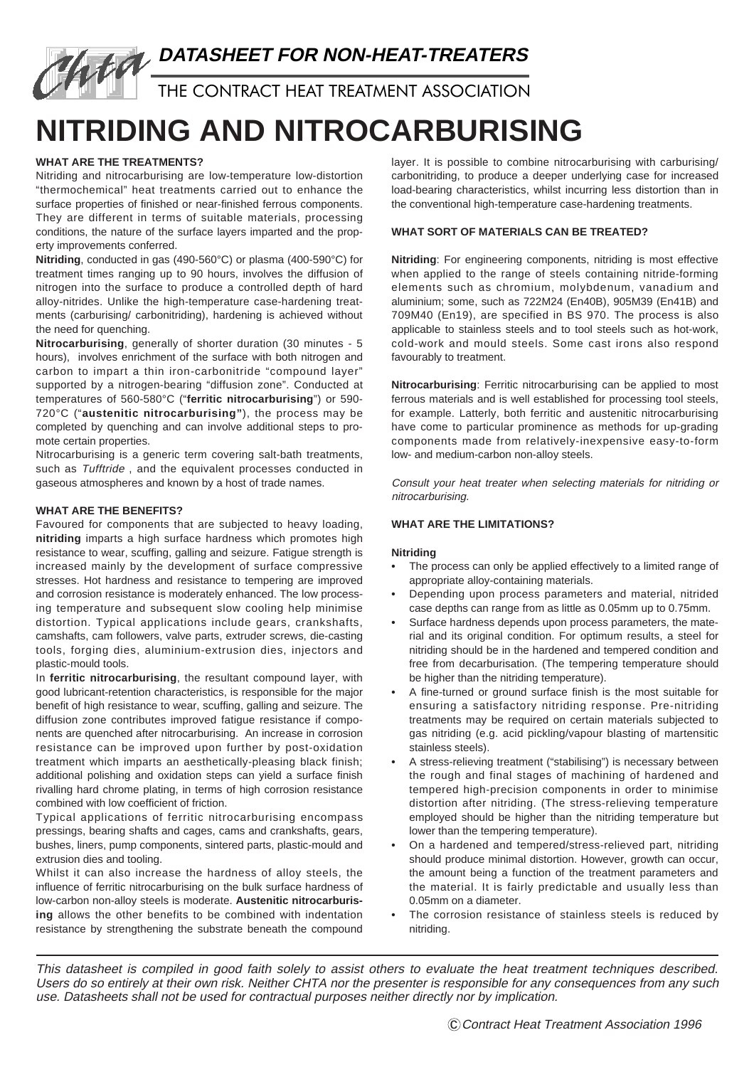**DATASHEET FOR NON-HEAT-TREATERS**

THE CONTRACT HEAT TREATMENT ASSOCIATION

# NITRIDING AND NITROCARBURISING

### WHAT ARE THE TREATMENTS?

Nitriding and nitrocarburising are low-temperature low-distortion "thermochemical" heat treatments carried out to enhance the surface properties of finished or near-finished ferrous components. They are different in terms of suitable materials, processing conditions, the nature of the surface layers imparted and the property improvements conferred.

**Nitriding**, conducted in gas (490-560°C) or plasma (400-590°C) for treatment times ranging up to 90 hours, involves the diffusion of nitrogen into the surface to produce a controlled depth of hard alloy-nitrides. Unlike the high-temperature case-hardening treatments (carburising/ carbonitriding), hardening is achieved without the need for quenching.

**Nitrocarburising**, generally of shorter duration (30 minutes - 5 hours), involves enrichment of the surface with both nitrogen and carbon to impart a thin iron-carbonitride "compound layer" supported by a nitrogen-bearing "diffusion zone". Conducted at temperatures of 560-580°C ("**ferritic nitrocarburising**") or 590-720°C ("**austenitic nitrocarburising"**), the process may be completed by quenching and can involve additional steps to promote certain properties.

Nitrocarburising is a generic term covering salt-bath treatments, such as *Tufftride* , and the equivalent processes conducted in gaseous atmospheres and known by a host of trade names.

### WHAT ARE THE BENEFITS?

Favoured for components that are subjected to heavy loading, **nitriding** imparts a high surface hardness which promotes high resistance to wear, scuffing, galling and seizure. Fatigue strength is increased mainly by the development of surface compressive stresses. Hot hardness and resistance to tempering are improved and corrosion resistance is moderately enhanced. The low processing temperature and subsequent slow cooling help minimise distortion. Typical applications include gears, crankshafts, camshafts, cam followers, valve parts, extruder screws, die-casting tools, forging dies, aluminium-extrusion dies, injectors and plastic-mould tools.

In **ferritic nitrocarburising**, the resultant compound layer, with good lubricant-retention characteristics, is responsible for the major benefit of high resistance to wear, scuffing, galling and seizure. The diffusion zone contributes improved fatigue resistance if components are quenched after nitrocarburising. An increase in corrosion resistance can be improved upon further by post-oxidation treatment which imparts an aesthetically-pleasing black finish; additional polishing and oxidation steps can yield a surface finish rivalling hard chrome plating, in terms of high corrosion resistance combined with low coefficient of friction.

Typical applications of ferritic nitrocarburising encompass pressings, bearing shafts and cages, cams and crankshafts, gears, bushes, liners, pump components, sintered parts, plastic-mould and extrusion dies and tooling.

Whilst it can also increase the hardness of alloy steels, the influence of ferritic nitrocarburising on the bulk surface hardness of low-carbon non-alloy steels is moderate. **Austenitic nitrocarburising** allows the other benefits to be combined with indentation resistance by strengthening the substrate beneath the compound layer. It is possible to combine nitrocarburising with carburising/ carbonitriding, to produce a deeper underlying case for increased load-bearing characteristics, whilst incurring less distortion than in the conventional high-temperature case-hardening treatments.

### WHAT SORT OF MATERIALS CAN BE TREATED?

**Nitriding**: For engineering components, nitriding is most effective when applied to the range of steels containing nitride-forming elements such as chromium, molybdenum, vanadium and aluminium; some, such as 722M24 (En40B), 905M39 (En41B) and 709M40 (En19), are specified in BS 970. The process is also applicable to stainless steels and to tool steels such as hot-work, cold-work and mould steels. Some cast irons also respond favourably to treatment.

**Nitrocarburising**: Ferritic nitrocarburising can be applied to most ferrous materials and is well established for processing tool steels, for example. Latterly, both ferritic and austenitic nitrocarburising have come to particular prominence as methods for up-grading components made from relatively-inexpensive easy-to-form low- and medium-carbon non-alloy steels.

*Consult your heat treater when selecting materials for nitriding or nitrocarburising.*

### WHAT ARE THE LIMITATIONS?

**Nitriding**

- The process can only be applied effectively to a limited range of appropriate alloy-containing materials.
- Depending upon process parameters and material, nitrided case depths can range from as little as 0.05mm up to 0.75mm.
- Surface hardness depends upon process parameters, the material and its original condition. For optimum results, a steel for nitriding should be in the hardened and tempered condition and free from decarburisation. (The tempering temperature should be higher than the nitriding temperature).
- A fine-turned or ground surface finish is the most suitable for ensuring a satisfactory nitriding response. Pre-nitriding treatments may be required on certain materials subjected to gas nitriding (e.g. acid pickling/vapour blasting of martensitic stainless steels).
- A stress-relieving treatment ("stabilising") is necessary between the rough and final stages of machining of hardened and tempered high-precision components in order to minimise distortion after nitriding. (The stress-relieving temperature employed should be higher than the nitriding temperature but lower than the tempering temperature).
- On a hardened and tempered/stress-relieved part, nitriding should produce minimal distortion. However, growth can occur, the amount being a function of the treatment parameters and the material. It is fairly predictable and usually less than 0.05mm on a diameter.
- The corrosion resistance of stainless steels is reduced by nitriding.

---

*This datasheet is compiled in good faith solely to assist others to evaluate the heat treatment techniques described. Users do so entirely at their own risk. Neither CHTA nor the presenter is responsible for any consequences from any such use. Datasheets shall not be used for contractual purposes neither directly nor by implication.*

*© Contract Heat Treatment Association 1996*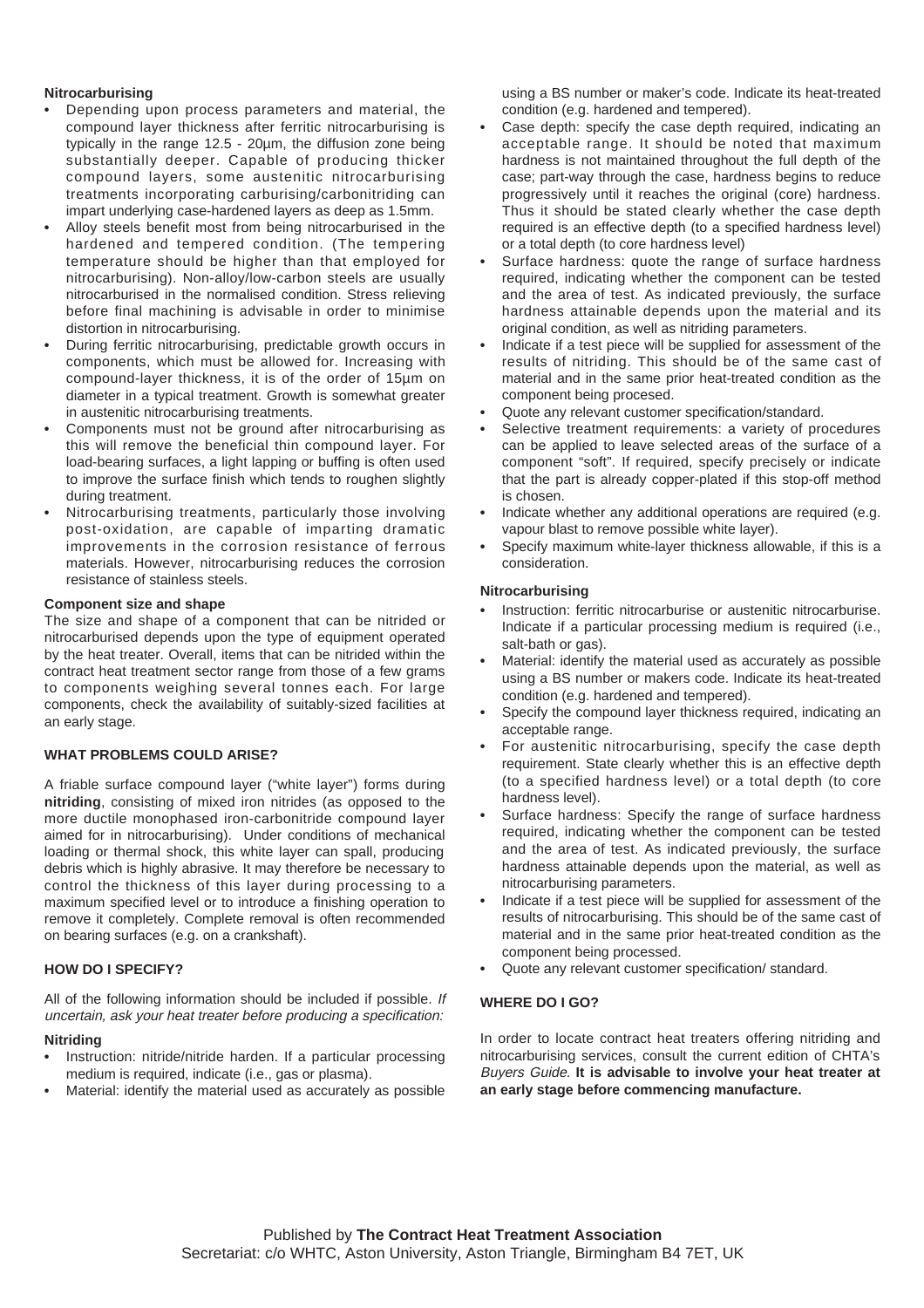### Nitrocarburising

- Depending upon process parameters and material, the compound layer thickness after ferritic nitrocarburising is typically in the range 12.5 - 20µm, the diffusion zone being substantially deeper. Capable of producing thicker compound layers, some austenitic nitrocarburising treatments incorporating carburising/carbonitriding can impart underlying case-hardened layers as deep as 1.5mm.
- Alloy steels benefit most from being nitrocarburised in the hardened and tempered condition. (The tempering temperature should be higher than that employed for nitrocarburising). Non-alloy/low-carbon steels are usually nitrocarburised in the normalised condition. Stress relieving before final machining is advisable in order to minimise distortion in nitrocarburising.
- During ferritic nitrocarburising, predictable growth occurs in components, which must be allowed for. Increasing with compound-layer thickness, it is of the order of 15µm on diameter in a typical treatment. Growth is somewhat greater in austenitic nitrocarburising treatments.
- Components must not be ground after nitrocarburising as this will remove the beneficial thin compound layer. For load-bearing surfaces, a light lapping or buffing is often used to improve the surface finish which tends to roughen slightly during treatment.
- Nitrocarburising treatments, particularly those involving post-oxidation, are capable of imparting dramatic improvements in the corrosion resistance of ferrous materials. However, nitrocarburising reduces the corrosion resistance of stainless steels.

### Component size and shape

The size and shape of a component that can be nitrided or nitrocarburised depends upon the type of equipment operated by the heat treater. Overall, items that can be nitrided within the contract heat treatment sector range from those of a few grams to components weighing several tonnes each. For large components, check the availability of suitably-sized facilities at an early stage.

## WHAT PROBLEMS COULD ARISE?

A friable surface compound layer ("white layer") forms during **nitriding**, consisting of mixed iron nitrides (as opposed to the more ductile monophased iron-carbonitride compound layer aimed for in nitrocarburising). Under conditions of mechanical loading or thermal shock, this white layer can spall, producing debris which is highly abrasive. It may therefore be necessary to control the thickness of this layer during processing to a maximum specified level or to introduce a finishing operation to remove it completely. Complete removal is often recommended on bearing surfaces (e.g. on a crankshaft).

## HOW DO I SPECIFY?

All of the following information should be included if possible. *If uncertain, ask your heat treater before producing a specification:*

### Nitriding

- Instruction: nitride/nitride harden. If a particular processing medium is required, indicate (i.e., gas or plasma).
- Material: identify the material used as accurately as possible using a BS number or maker's code. Indicate its heat-treated condition (e.g. hardened and tempered).
- Case depth: specify the case depth required, indicating an acceptable range. It should be noted that maximum hardness is not maintained throughout the full depth of the case; part-way through the case, hardness begins to reduce progressively until it reaches the original (core) hardness. Thus it should be stated clearly whether the case depth required is an effective depth (to a specified hardness level) or a total depth (to core hardness level)
- Surface hardness: quote the range of surface hardness required, indicating whether the component can be tested and the area of test. As indicated previously, the surface hardness attainable depends upon the material and its original condition, as well as nitriding parameters.
- Indicate if a test piece will be supplied for assessment of the results of nitriding. This should be of the same cast of material and in the same prior heat-treated condition as the component being procesed.
- Quote any relevant customer specification/standard.
- Selective treatment requirements: a variety of procedures can be applied to leave selected areas of the surface of a component "soft". If required, specify precisely or indicate that the part is already copper-plated if this stop-off method is chosen.
- Indicate whether any additional operations are required (e.g. vapour blast to remove possible white layer).
- Specify maximum white-layer thickness allowable, if this is a consideration.

### Nitrocarburising

- Instruction: ferritic nitrocarburise or austenitic nitrocarburise. Indicate if a particular processing medium is required (i.e., salt-bath or gas).
- Material: identify the material used as accurately as possible using a BS number or makers code. Indicate its heat-treated condition (e.g. hardened and tempered).
- Specify the compound layer thickness required, indicating an acceptable range.
- For austenitic nitrocarburising, specify the case depth requirement. State clearly whether this is an effective depth (to a specified hardness level) or a total depth (to core hardness level).
- Surface hardness: Specify the range of surface hardness required, indicating whether the component can be tested and the area of test. As indicated previously, the surface hardness attainable depends upon the material, as well as nitrocarburising parameters.
- Indicate if a test piece will be supplied for assessment of the results of nitrocarburising. This should be of the same cast of material and in the same prior heat-treated condition as the component being processed.
- Quote any relevant customer specification/ standard.

## WHERE DO I GO?

In order to locate contract heat treaters offering nitriding and nitrocarburising services, consult the current edition of CHTA's *Buyers Guide.* **It is advisable to involve your heat treater at an early stage before commencing manufacture.**

Published by **The Contract Heat Treatment Association**
Secretariat: c/o WHTC, Aston University, Aston Triangle, Birmingham B4 7ET, UK